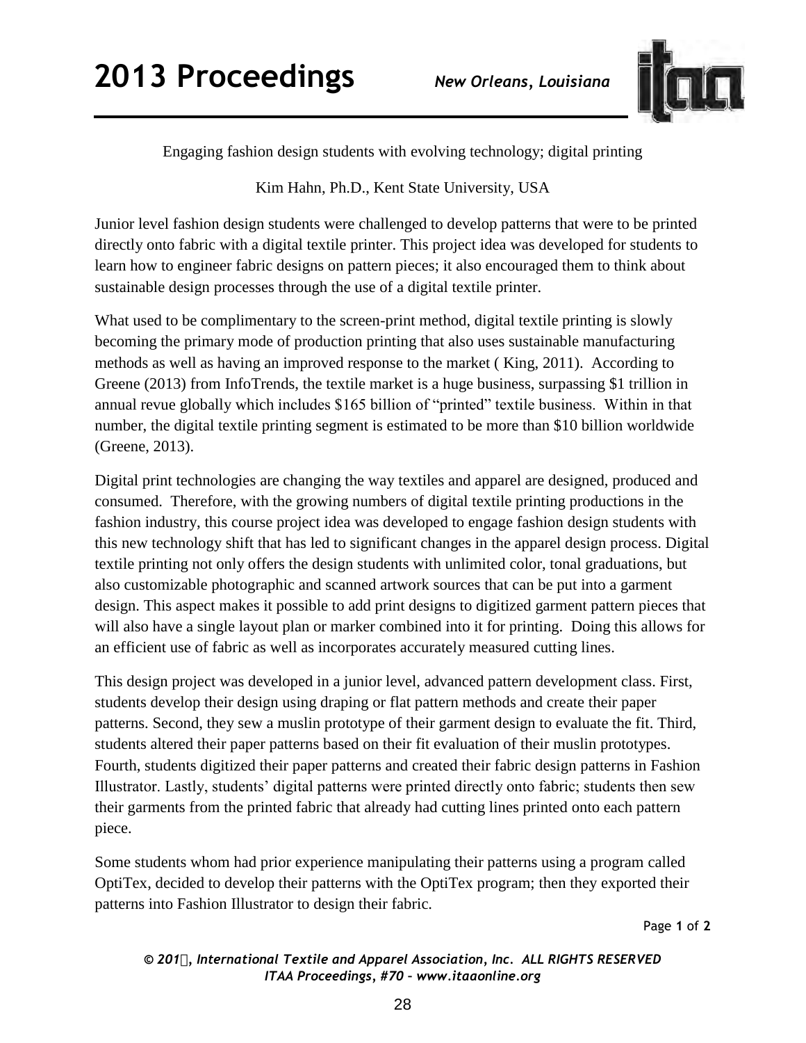# Engaging fashion design students with evolving technology; digital printing

Kim Hahn, Ph.D., Kent State University, USA

Junior level fashion design students were challenged to develop patterns that were to be printed directly onto fabric with a digital textile printer. This project idea was developed for students to learn how to engineer fabric designs on pattern pieces; it also encouraged them to think about sustainable design processes through the use of a digital textile printer.

What used to be complimentary to the screen-print method, digital textile printing is slowly becoming the primary mode of production printing that also uses sustainable manufacturing methods as well as having an improved response to the market ( King, 2011). According to Greene (2013) from InfoTrends, the textile market is a huge business, surpassing $1 trillion in annual revue globally which includes $165 billion of "printed" textile business. Within in that number, the digital textile printing segment is estimated to be more than $10 billion worldwide (Greene, 2013).

Digital print technologies are changing the way textiles and apparel are designed, produced and consumed. Therefore, with the growing numbers of digital textile printing productions in the fashion industry, this course project idea was developed to engage fashion design students with this new technology shift that has led to significant changes in the apparel design process. Digital textile printing not only offers the design students with unlimited color, tonal graduations, but also customizable photographic and scanned artwork sources that can be put into a garment design. This aspect makes it possible to add print designs to digitized garment pattern pieces that will also have a single layout plan or marker combined into it for printing. Doing this allows for an efficient use of fabric as well as incorporates accurately measured cutting lines.

This design project was developed in a junior level, advanced pattern development class. First, students develop their design using draping or flat pattern methods and create their paper patterns. Second, they sew a muslin prototype of their garment design to evaluate the fit. Third, students altered their paper patterns based on their fit evaluation of their muslin prototypes. Fourth, students digitized their paper patterns and created their fabric design patterns in Fashion Illustrator. Lastly, students' digital patterns were printed directly onto fabric; students then sew their garments from the printed fabric that already had cutting lines printed onto each pattern piece.

Some students whom had prior experience manipulating their patterns using a program called OptiTex, decided to develop their patterns with the OptiTex program; then they exported their patterns into Fashion Illustrator to design their fabric.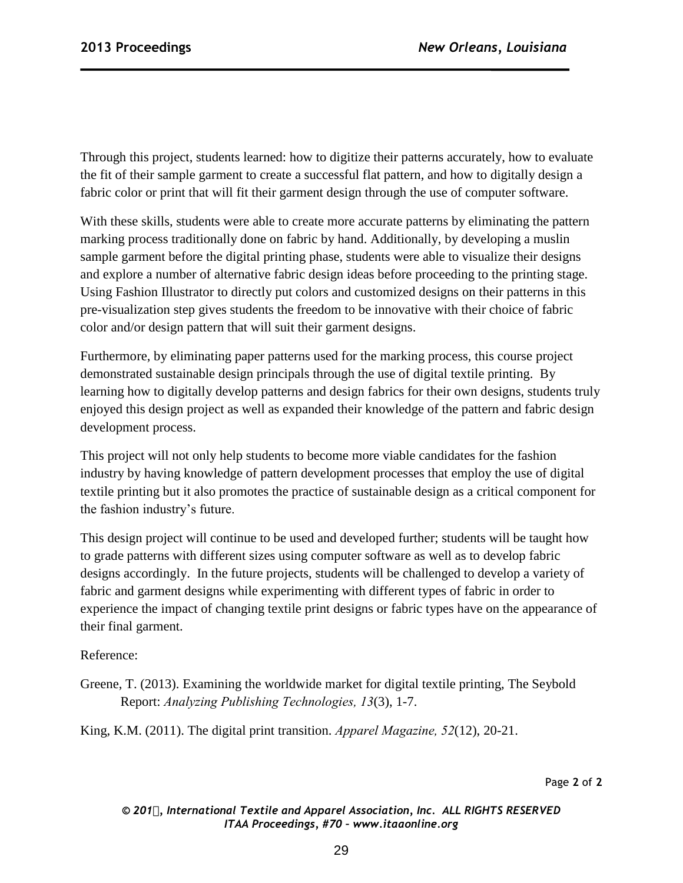Through this project, students learned: how to digitize their patterns accurately, how to evaluate the fit of their sample garment to create a successful flat pattern, and how to digitally design a fabric color or print that will fit their garment design through the use of computer software.

With these skills, students were able to create more accurate patterns by eliminating the pattern marking process traditionally done on fabric by hand. Additionally, by developing a muslin sample garment before the digital printing phase, students were able to visualize their designs and explore a number of alternative fabric design ideas before proceeding to the printing stage. Using Fashion Illustrator to directly put colors and customized designs on their patterns in this pre-visualization step gives students the freedom to be innovative with their choice of fabric color and/or design pattern that will suit their garment designs.

Furthermore, by eliminating paper patterns used for the marking process, this course project demonstrated sustainable design principals through the use of digital textile printing. By learning how to digitally develop patterns and design fabrics for their own designs, students truly enjoyed this design project as well as expanded their knowledge of the pattern and fabric design development process.

This project will not only help students to become more viable candidates for the fashion industry by having knowledge of pattern development processes that employ the use of digital textile printing but it also promotes the practice of sustainable design as a critical component for the fashion industry's future.

This design project will continue to be used and developed further; students will be taught how to grade patterns with different sizes using computer software as well as to develop fabric designs accordingly. In the future projects, students will be challenged to develop a variety of fabric and garment designs while experimenting with different types of fabric in order to experience the impact of changing textile print designs or fabric types have on the appearance of their final garment.

Reference:

Greene, T. (2013). Examining the worldwide market for digital textile printing, The Seybold Report: *Analyzing Publishing Technologies, 13*(3), 1-7.

King, K.M. (2011). The digital print transition. *Apparel Magazine, 52*(12), 20-21.